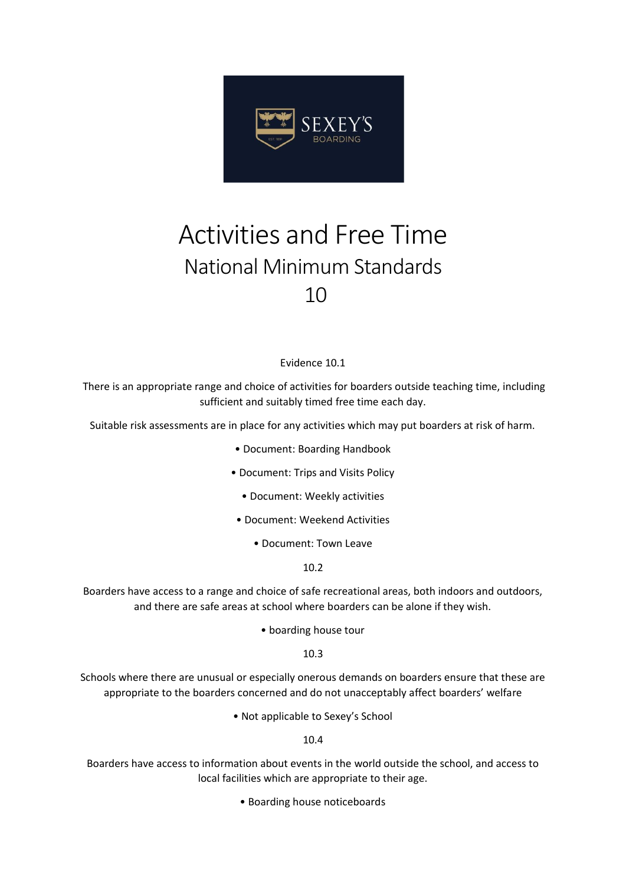# Activities and Free Time

## National Minimum Standards

## 10

Evidence 10.1

There is an appropriate range and choice of activities for boarders outside teaching time, including sufficient and suitably timed free time each day.

Suitable risk assessments are in place for any activities which may put boarders at risk of harm.

- Document: Boarding Handbook
- Document: Trips and Visits Policy
- Document: Weekly activities
- Document: Weekend Activities
- Document: Town Leave

10.2

Boarders have access to a range and choice of safe recreational areas, both indoors and outdoors, and there are safe areas at school where boarders can be alone if they wish.

- boarding house tour

10.3

Schools where there are unusual or especially onerous demands on boarders ensure that these are appropriate to the boarders concerned and do not unacceptably affect boarders' welfare

- Not applicable to Sexey's School

10.4

Boarders have access to information about events in the world outside the school, and access to local facilities which are appropriate to their age.

- Boarding house noticeboards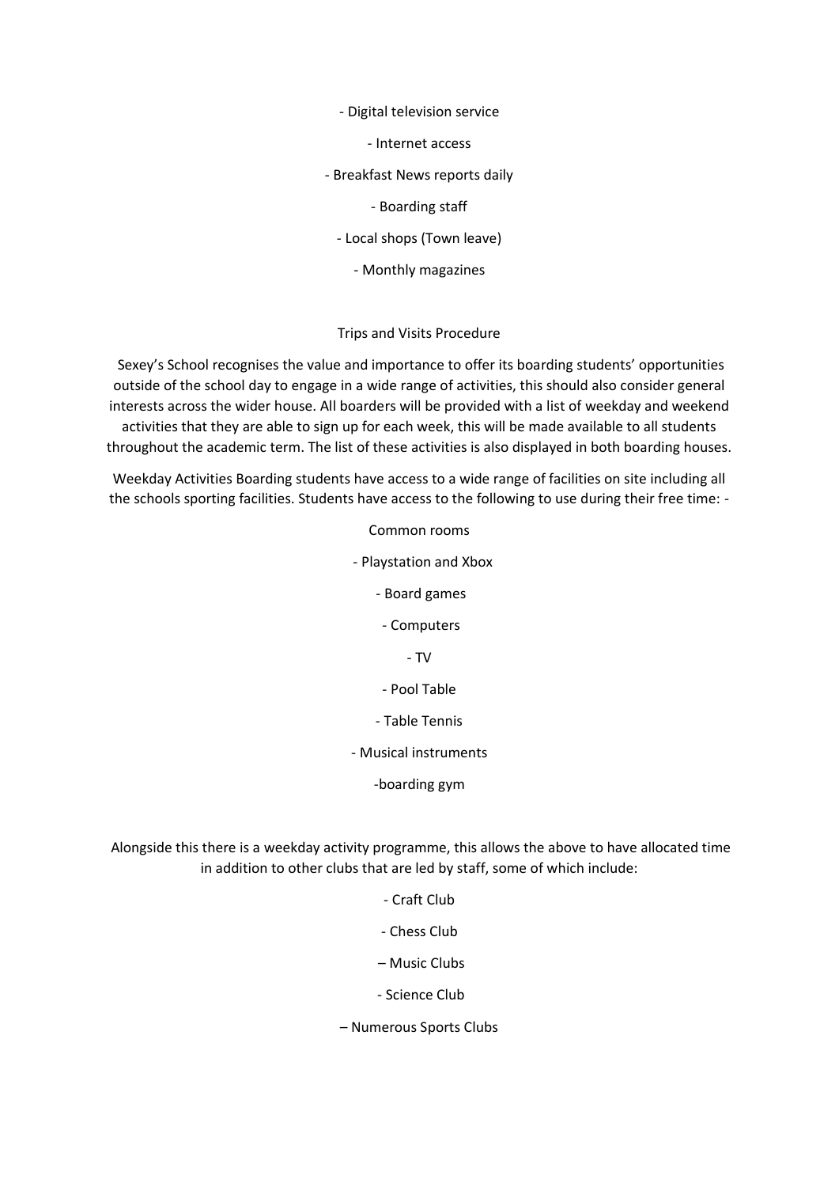- Digital television service

- Internet access

- Breakfast News reports daily

- Boarding staff

- Local shops (Town leave)

- Monthly magazines

Trips and Visits Procedure

Sexey's School recognises the value and importance to offer its boarding students' opportunities outside of the school day to engage in a wide range of activities, this should also consider general interests across the wider house. All boarders will be provided with a list of weekday and weekend activities that they are able to sign up for each week, this will be made available to all students throughout the academic term. The list of these activities is also displayed in both boarding houses.

Weekday Activities Boarding students have access to a wide range of facilities on site including all the schools sporting facilities. Students have access to the following to use during their free time: -

Common rooms

- Playstation and Xbox

- Board games

- Computers

- TV

- Pool Table

- Table Tennis

- Musical instruments

-boarding gym

Alongside this there is a weekday activity programme, this allows the above to have allocated time in addition to other clubs that are led by staff, some of which include:

- Craft Club

- Chess Club

– Music Clubs

- Science Club

– Numerous Sports Clubs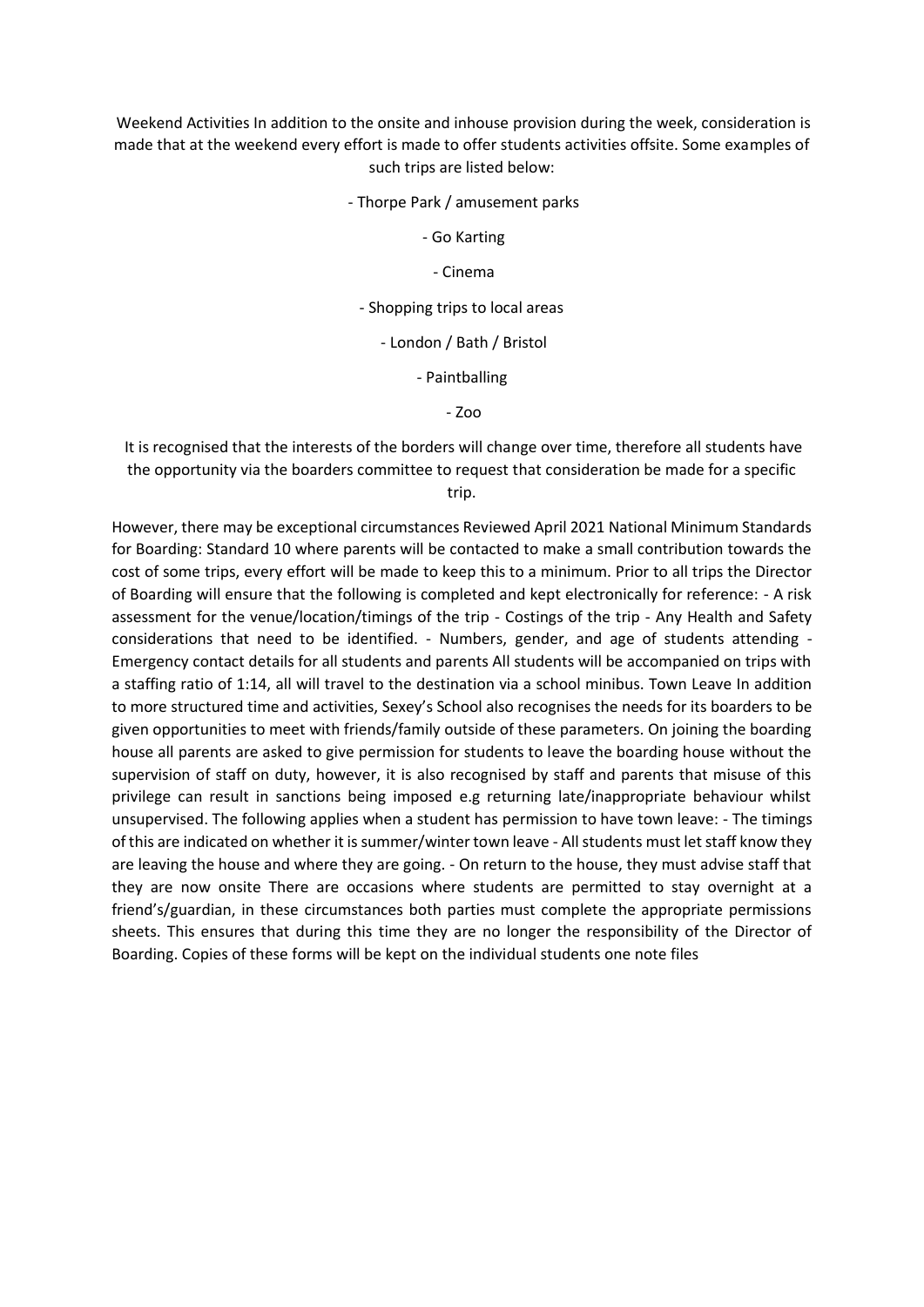Weekend Activities In addition to the onsite and inhouse provision during the week, consideration is made that at the weekend every effort is made to offer students activities offsite. Some examples of such trips are listed below:

- Thorpe Park / amusement parks
- Go Karting
- Cinema
- Shopping trips to local areas
- London / Bath / Bristol
- Paintballing
- Zoo

It is recognised that the interests of the borders will change over time, therefore all students have the opportunity via the boarders committee to request that consideration be made for a specific trip.

However, there may be exceptional circumstances Reviewed April 2021 National Minimum Standards for Boarding: Standard 10 where parents will be contacted to make a small contribution towards the cost of some trips, every effort will be made to keep this to a minimum. Prior to all trips the Director of Boarding will ensure that the following is completed and kept electronically for reference: - A risk assessment for the venue/location/timings of the trip - Costings of the trip - Any Health and Safety considerations that need to be identified. - Numbers, gender, and age of students attending - Emergency contact details for all students and parents All students will be accompanied on trips with a staffing ratio of 1:14, all will travel to the destination via a school minibus. Town Leave In addition to more structured time and activities, Sexey's School also recognises the needs for its boarders to be given opportunities to meet with friends/family outside of these parameters. On joining the boarding house all parents are asked to give permission for students to leave the boarding house without the supervision of staff on duty, however, it is also recognised by staff and parents that misuse of this privilege can result in sanctions being imposed e.g returning late/inappropriate behaviour whilst unsupervised. The following applies when a student has permission to have town leave: - The timings of this are indicated on whether it is summer/winter town leave - All students must let staff know they are leaving the house and where they are going. - On return to the house, they must advise staff that they are now onsite There are occasions where students are permitted to stay overnight at a friend's/guardian, in these circumstances both parties must complete the appropriate permissions sheets. This ensures that during this time they are no longer the responsibility of the Director of Boarding. Copies of these forms will be kept on the individual students one note files